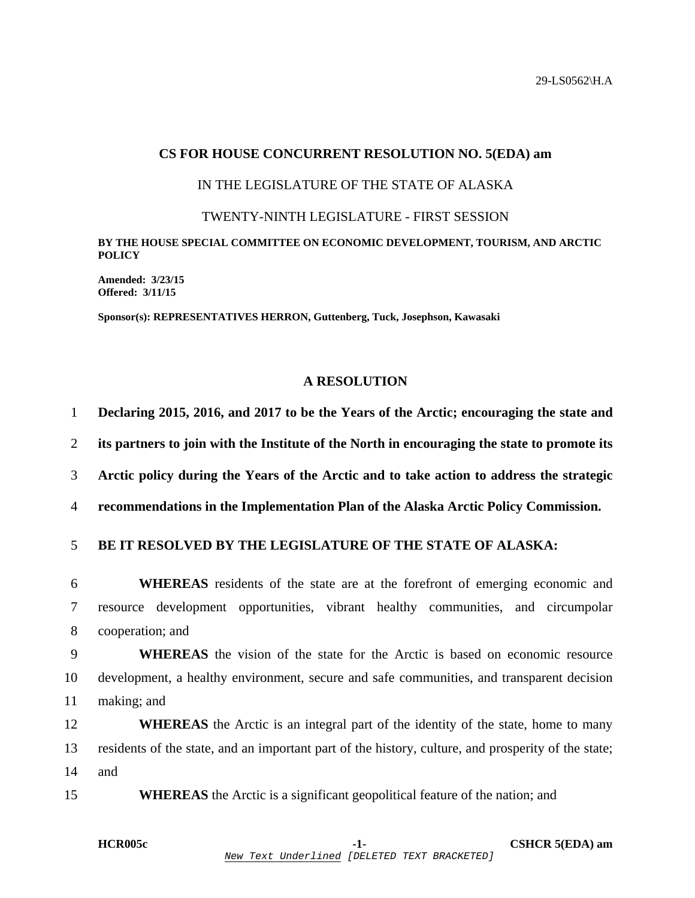29-LS0562\H.A

# CS FOR HOUSE CONCURRENT RESOLUTION NO. 5(EDA) am

IN THE LEGISLATURE OF THE STATE OF ALASKA

TWENTY-NINTH LEGISLATURE - FIRST SESSION

**BY THE HOUSE SPECIAL COMMITTEE ON ECONOMIC DEVELOPMENT, TOURISM, AND ARCTIC POLICY**

**Amended: 3/23/15**
**Offered: 3/11/15**

**Sponsor(s): REPRESENTATIVES HERRON, Guttenberg, Tuck, Josephson, Kawasaki**

## A RESOLUTION

1 **Declaring 2015, 2016, and 2017 to be the Years of the Arctic; encouraging the state and**
2 **its partners to join with the Institute of the North in encouraging the state to promote its**
3 **Arctic policy during the Years of the Arctic and to take action to address the strategic**
4 **recommendations in the Implementation Plan of the Alaska Arctic Policy Commission.**

5 **BE IT RESOLVED BY THE LEGISLATURE OF THE STATE OF ALASKA:**

6 **WHEREAS** residents of the state are at the forefront of emerging economic and
7 resource development opportunities, vibrant healthy communities, and circumpolar
8 cooperation; and

9 **WHEREAS** the vision of the state for the Arctic is based on economic resource
10 development, a healthy environment, secure and safe communities, and transparent decision
11 making; and

12 **WHEREAS** the Arctic is an integral part of the identity of the state, home to many
13 residents of the state, and an important part of the history, culture, and prosperity of the state;
14 and

15 **WHEREAS** the Arctic is a significant geopolitical feature of the nation; and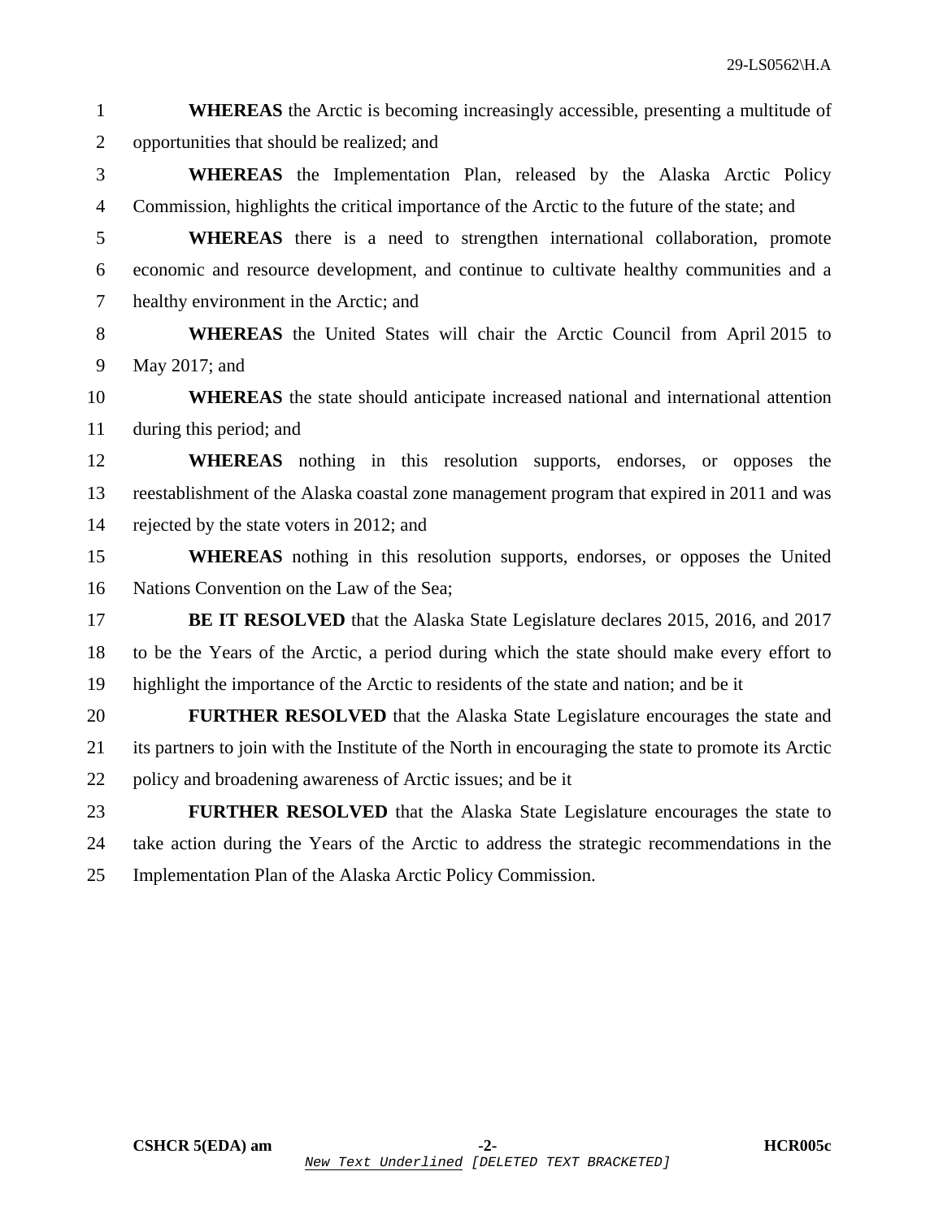**WHEREAS** the Arctic is becoming increasingly accessible, presenting a multitude of opportunities that should be realized; and

**WHEREAS** the Implementation Plan, released by the Alaska Arctic Policy Commission, highlights the critical importance of the Arctic to the future of the state; and

**WHEREAS** there is a need to strengthen international collaboration, promote economic and resource development, and continue to cultivate healthy communities and a healthy environment in the Arctic; and

**WHEREAS** the United States will chair the Arctic Council from April 2015 to May 2017; and

**WHEREAS** the state should anticipate increased national and international attention during this period; and

**WHEREAS** nothing in this resolution supports, endorses, or opposes the reestablishment of the Alaska coastal zone management program that expired in 2011 and was rejected by the state voters in 2012; and

**WHEREAS** nothing in this resolution supports, endorses, or opposes the United Nations Convention on the Law of the Sea;

**BE IT RESOLVED** that the Alaska State Legislature declares 2015, 2016, and 2017 to be the Years of the Arctic, a period during which the state should make every effort to highlight the importance of the Arctic to residents of the state and nation; and be it

**FURTHER RESOLVED** that the Alaska State Legislature encourages the state and its partners to join with the Institute of the North in encouraging the state to promote its Arctic policy and broadening awareness of Arctic issues; and be it

**FURTHER RESOLVED** that the Alaska State Legislature encourages the state to take action during the Years of the Arctic to address the strategic recommendations in the Implementation Plan of the Alaska Arctic Policy Commission.